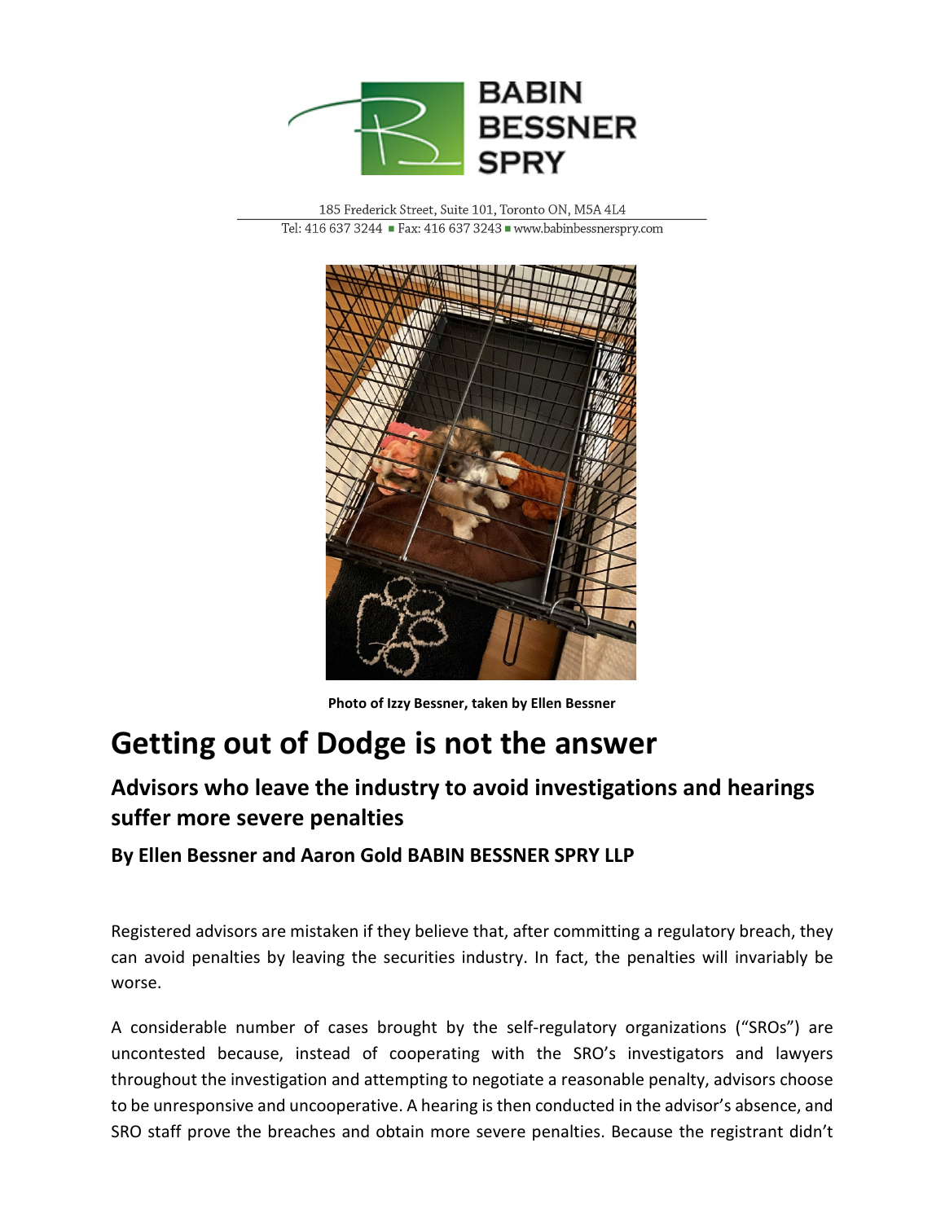BABIN BESSNER SPRY

185 Frederick Street, Suite 101, Toronto ON, M5A 4L4
Tel: 416 637 3244 ■ Fax: 416 637 3243 ■ www.babinbessnerspry.com

**Photo of Izzy Bessner, taken by Ellen Bessner**

# Getting out of Dodge is not the answer

## Advisors who leave the industry to avoid investigations and hearings suffer more severe penalties

### By Ellen Bessner and Aaron Gold BABIN BESSNER SPRY LLP

Registered advisors are mistaken if they believe that, after committing a regulatory breach, they can avoid penalties by leaving the securities industry. In fact, the penalties will invariably be worse.

A considerable number of cases brought by the self-regulatory organizations ("SROs") are uncontested because, instead of cooperating with the SRO's investigators and lawyers throughout the investigation and attempting to negotiate a reasonable penalty, advisors choose to be unresponsive and uncooperative. A hearing is then conducted in the advisor's absence, and SRO staff prove the breaches and obtain more severe penalties. Because the registrant didn't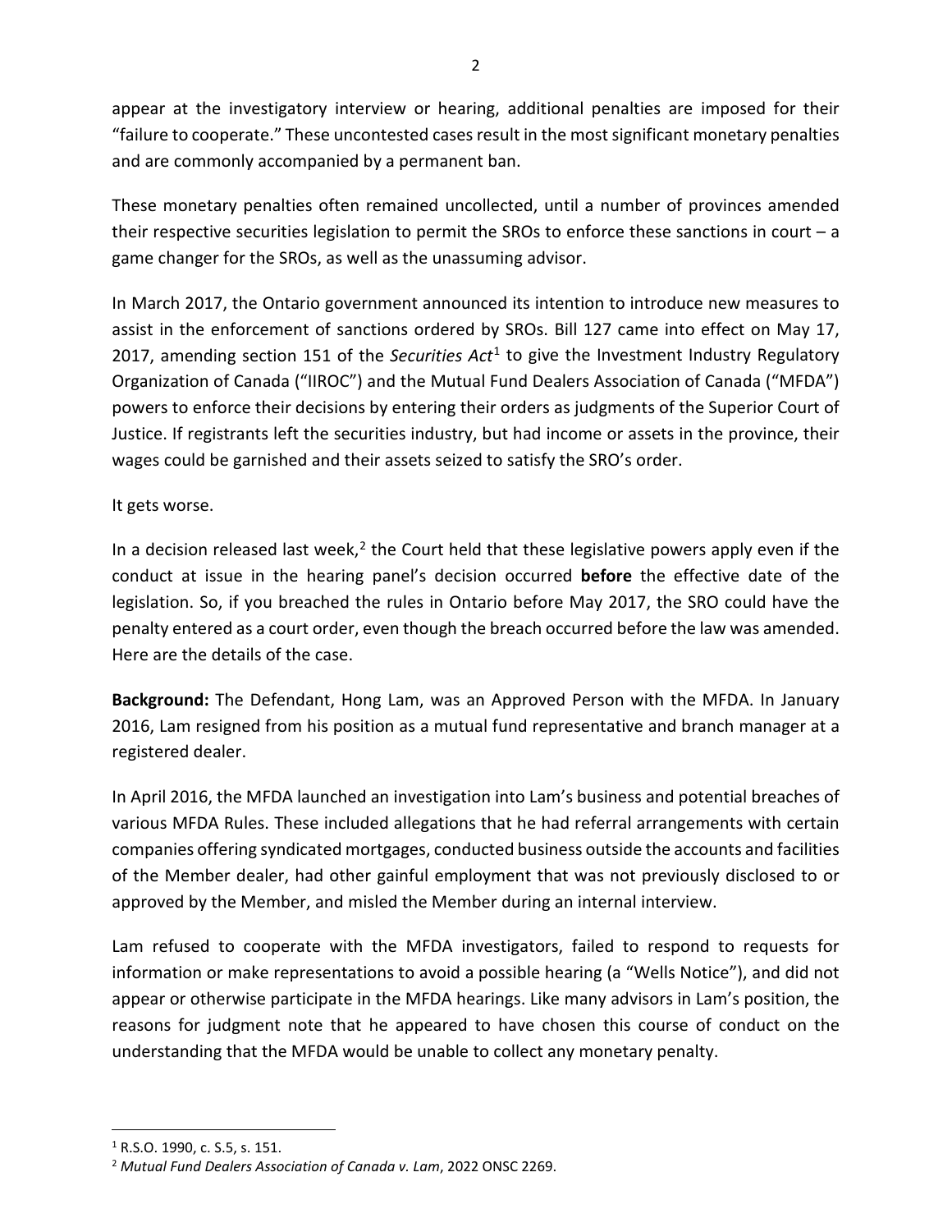appear at the investigatory interview or hearing, additional penalties are imposed for their "failure to cooperate." These uncontested cases result in the most significant monetary penalties and are commonly accompanied by a permanent ban.

These monetary penalties often remained uncollected, until a number of provinces amended their respective securities legislation to permit the SROs to enforce these sanctions in court – a game changer for the SROs, as well as the unassuming advisor.

In March 2017, the Ontario government announced its intention to introduce new measures to assist in the enforcement of sanctions ordered by SROs. Bill 127 came into effect on May 17, 2017, amending section 151 of the *Securities Act*[1] to give the Investment Industry Regulatory Organization of Canada ("IIROC") and the Mutual Fund Dealers Association of Canada ("MFDA") powers to enforce their decisions by entering their orders as judgments of the Superior Court of Justice. If registrants left the securities industry, but had income or assets in the province, their wages could be garnished and their assets seized to satisfy the SRO's order.

It gets worse.

In a decision released last week,[2] the Court held that these legislative powers apply even if the conduct at issue in the hearing panel's decision occurred **before** the effective date of the legislation. So, if you breached the rules in Ontario before May 2017, the SRO could have the penalty entered as a court order, even though the breach occurred before the law was amended. Here are the details of the case.

**Background:** The Defendant, Hong Lam, was an Approved Person with the MFDA. In January 2016, Lam resigned from his position as a mutual fund representative and branch manager at a registered dealer.

In April 2016, the MFDA launched an investigation into Lam's business and potential breaches of various MFDA Rules. These included allegations that he had referral arrangements with certain companies offering syndicated mortgages, conducted business outside the accounts and facilities of the Member dealer, had other gainful employment that was not previously disclosed to or approved by the Member, and misled the Member during an internal interview.

Lam refused to cooperate with the MFDA investigators, failed to respond to requests for information or make representations to avoid a possible hearing (a "Wells Notice"), and did not appear or otherwise participate in the MFDA hearings. Like many advisors in Lam's position, the reasons for judgment note that he appeared to have chosen this course of conduct on the understanding that the MFDA would be unable to collect any monetary penalty.

[1] R.S.O. 1990, c. S.5, s. 151.

[2] *Mutual Fund Dealers Association of Canada v. Lam*, 2022 ONSC 2269.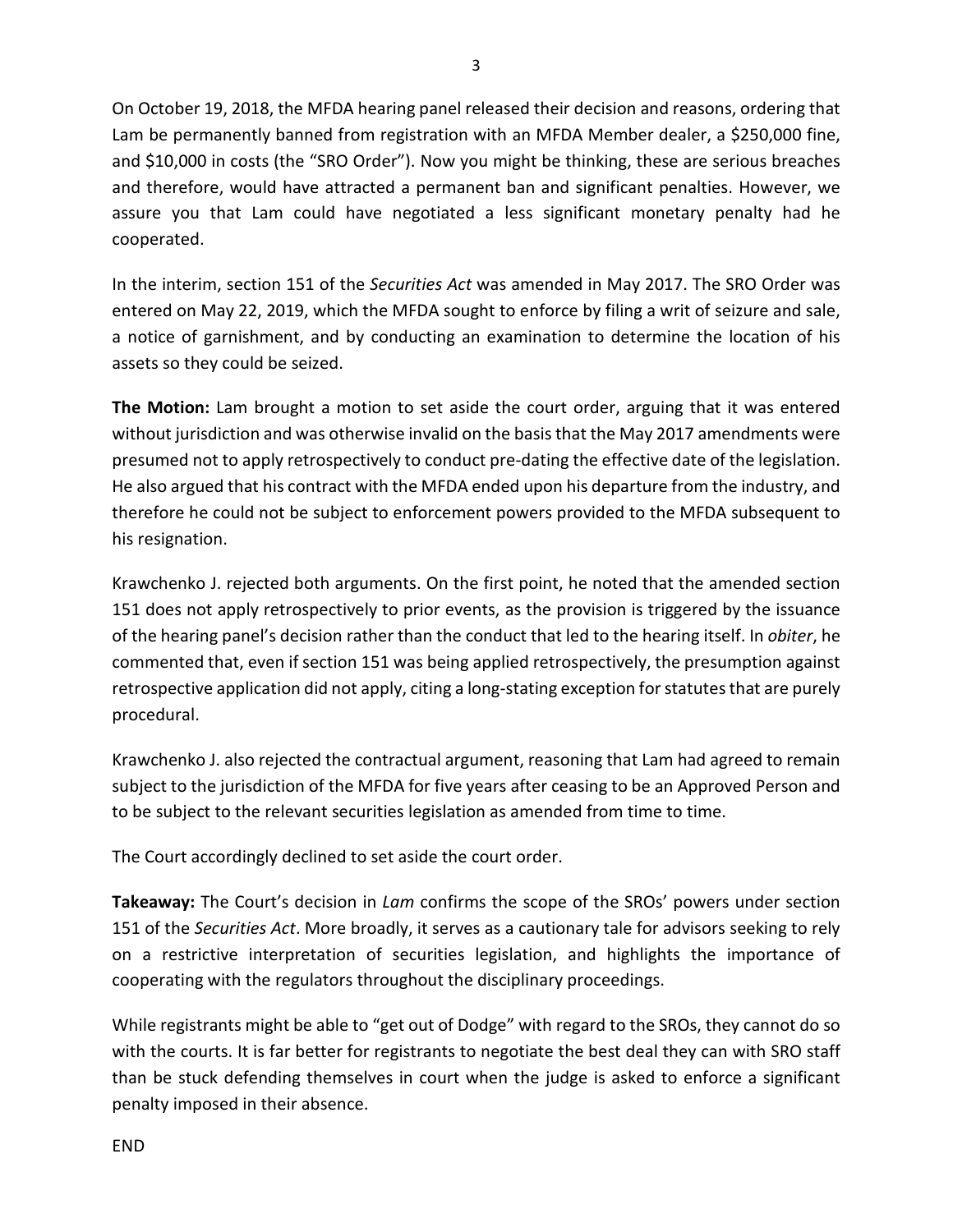On October 19, 2018, the MFDA hearing panel released their decision and reasons, ordering that Lam be permanently banned from registration with an MFDA Member dealer, a $250,000 fine, and $10,000 in costs (the "SRO Order"). Now you might be thinking, these are serious breaches and therefore, would have attracted a permanent ban and significant penalties. However, we assure you that Lam could have negotiated a less significant monetary penalty had he cooperated.

In the interim, section 151 of the *Securities Act* was amended in May 2017. The SRO Order was entered on May 22, 2019, which the MFDA sought to enforce by filing a writ of seizure and sale, a notice of garnishment, and by conducting an examination to determine the location of his assets so they could be seized.

**The Motion:** Lam brought a motion to set aside the court order, arguing that it was entered without jurisdiction and was otherwise invalid on the basis that the May 2017 amendments were presumed not to apply retrospectively to conduct pre-dating the effective date of the legislation. He also argued that his contract with the MFDA ended upon his departure from the industry, and therefore he could not be subject to enforcement powers provided to the MFDA subsequent to his resignation.

Krawchenko J. rejected both arguments. On the first point, he noted that the amended section 151 does not apply retrospectively to prior events, as the provision is triggered by the issuance of the hearing panel's decision rather than the conduct that led to the hearing itself. In *obiter*, he commented that, even if section 151 was being applied retrospectively, the presumption against retrospective application did not apply, citing a long-stating exception for statutes that are purely procedural.

Krawchenko J. also rejected the contractual argument, reasoning that Lam had agreed to remain subject to the jurisdiction of the MFDA for five years after ceasing to be an Approved Person and to be subject to the relevant securities legislation as amended from time to time.

The Court accordingly declined to set aside the court order.

**Takeaway:** The Court's decision in *Lam* confirms the scope of the SROs' powers under section 151 of the *Securities Act*. More broadly, it serves as a cautionary tale for advisors seeking to rely on a restrictive interpretation of securities legislation, and highlights the importance of cooperating with the regulators throughout the disciplinary proceedings.

While registrants might be able to "get out of Dodge" with regard to the SROs, they cannot do so with the courts. It is far better for registrants to negotiate the best deal they can with SRO staff than be stuck defending themselves in court when the judge is asked to enforce a significant penalty imposed in their absence.

END